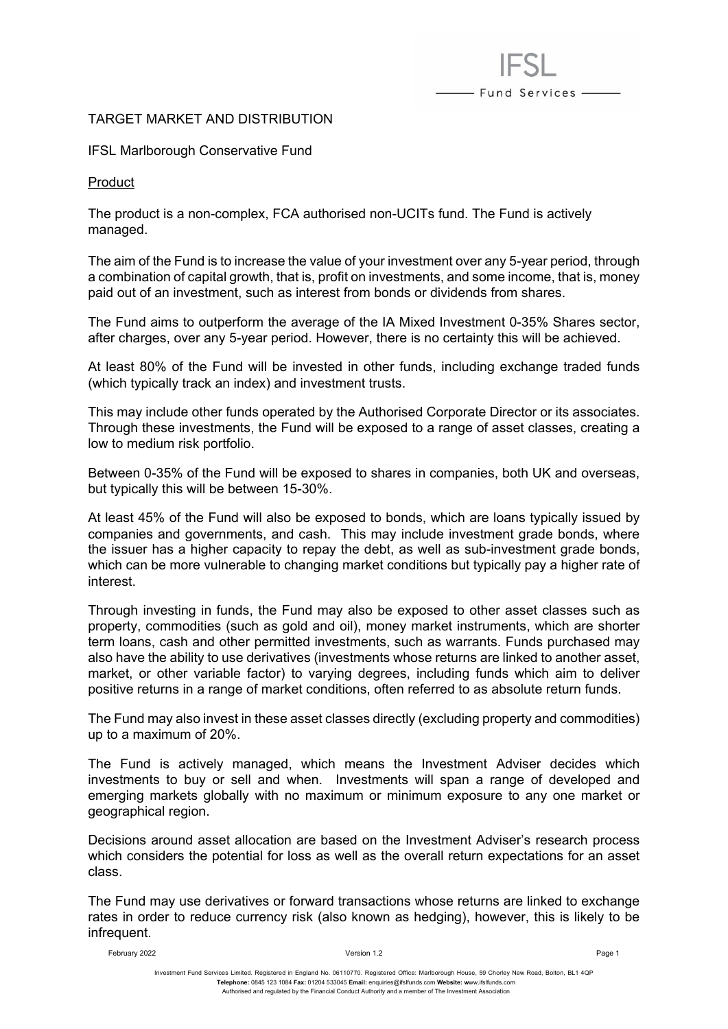# TARGET MARKET AND DISTRIBUTION

## IFSL Marlborough Conservative Fund

### Product

The product is a non-complex, FCA authorised non-UCITs fund. The Fund is actively managed.

The aim of the Fund is to increase the value of your investment over any 5-year period, through a combination of capital growth, that is, profit on investments, and some income, that is, money paid out of an investment, such as interest from bonds or dividends from shares.

The Fund aims to outperform the average of the IA Mixed Investment 0-35% Shares sector, after charges, over any 5-year period. However, there is no certainty this will be achieved.

At least 80% of the Fund will be invested in other funds, including exchange traded funds (which typically track an index) and investment trusts.

This may include other funds operated by the Authorised Corporate Director or its associates. Through these investments, the Fund will be exposed to a range of asset classes, creating a low to medium risk portfolio.

Between 0-35% of the Fund will be exposed to shares in companies, both UK and overseas, but typically this will be between 15-30%.

At least 45% of the Fund will also be exposed to bonds, which are loans typically issued by companies and governments, and cash. This may include investment grade bonds, where the issuer has a higher capacity to repay the debt, as well as sub-investment grade bonds, which can be more vulnerable to changing market conditions but typically pay a higher rate of interest.

Through investing in funds, the Fund may also be exposed to other asset classes such as property, commodities (such as gold and oil), money market instruments, which are shorter term loans, cash and other permitted investments, such as warrants. Funds purchased may also have the ability to use derivatives (investments whose returns are linked to another asset, market, or other variable factor) to varying degrees, including funds which aim to deliver positive returns in a range of market conditions, often referred to as absolute return funds.

The Fund may also invest in these asset classes directly (excluding property and commodities) up to a maximum of 20%.

The Fund is actively managed, which means the Investment Adviser decides which investments to buy or sell and when. Investments will span a range of developed and emerging markets globally with no maximum or minimum exposure to any one market or geographical region.

Decisions around asset allocation are based on the Investment Adviser's research process which considers the potential for loss as well as the overall return expectations for an asset class.

The Fund may use derivatives or forward transactions whose returns are linked to exchange rates in order to reduce currency risk (also known as hedging), however, this is likely to be infrequent.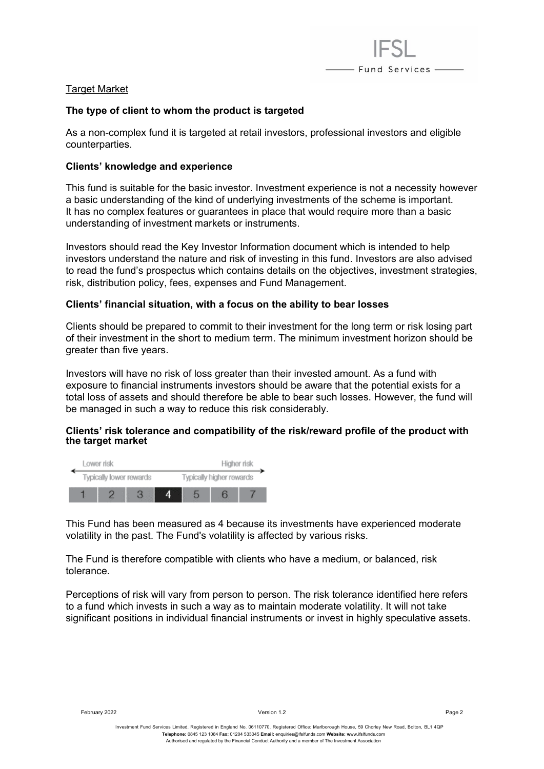## Target Market

### The type of client to whom the product is targeted

As a non-complex fund it is targeted at retail investors, professional investors and eligible counterparties.

### Clients' knowledge and experience

This fund is suitable for the basic investor. Investment experience is not a necessity however a basic understanding of the kind of underlying investments of the scheme is important. It has no complex features or guarantees in place that would require more than a basic understanding of investment markets or instruments.

Investors should read the Key Investor Information document which is intended to help investors understand the nature and risk of investing in this fund. Investors are also advised to read the fund's prospectus which contains details on the objectives, investment strategies, risk, distribution policy, fees, expenses and Fund Management.

### Clients' financial situation, with a focus on the ability to bear losses

Clients should be prepared to commit to their investment for the long term or risk losing part of their investment in the short to medium term. The minimum investment horizon should be greater than five years.

Investors will have no risk of loss greater than their invested amount. As a fund with exposure to financial instruments investors should be aware that the potential exists for a total loss of assets and should therefore be able to bear such losses. However, the fund will be managed in such a way to reduce this risk considerably.

### Clients' risk tolerance and compatibility of the risk/reward profile of the product with the target market

| Lower risk | | | | | | Higher risk |
|---|---|---|---|---|---|---|
| Typically lower rewards | | | | Typically higher rewards | | |
| 1 | 2 | 3 | **4** | 5 | 6 | 7 |

This Fund has been measured as 4 because its investments have experienced moderate volatility in the past. The Fund's volatility is affected by various risks.

The Fund is therefore compatible with clients who have a medium, or balanced, risk tolerance.

Perceptions of risk will vary from person to person. The risk tolerance identified here refers to a fund which invests in such a way as to maintain moderate volatility. It will not take significant positions in individual financial instruments or invest in highly speculative assets.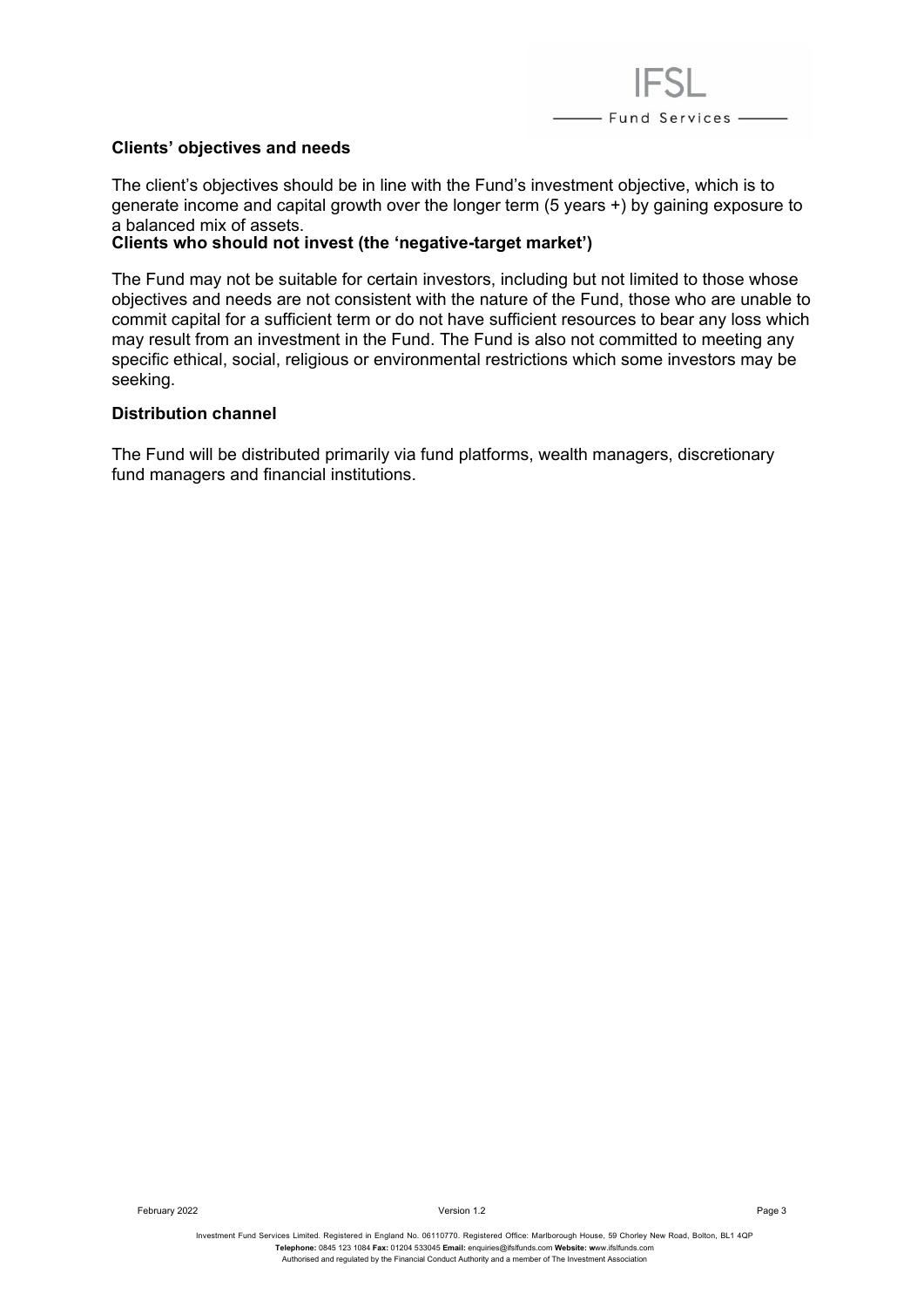**Clients' objectives and needs**

The client's objectives should be in line with the Fund's investment objective, which is to generate income and capital growth over the longer term (5 years +) by gaining exposure to a balanced mix of assets.

**Clients who should not invest (the 'negative-target market')**

The Fund may not be suitable for certain investors, including but not limited to those whose objectives and needs are not consistent with the nature of the Fund, those who are unable to commit capital for a sufficient term or do not have sufficient resources to bear any loss which may result from an investment in the Fund. The Fund is also not committed to meeting any specific ethical, social, religious or environmental restrictions which some investors may be seeking.

**Distribution channel**

The Fund will be distributed primarily via fund platforms, wealth managers, discretionary fund managers and financial institutions.